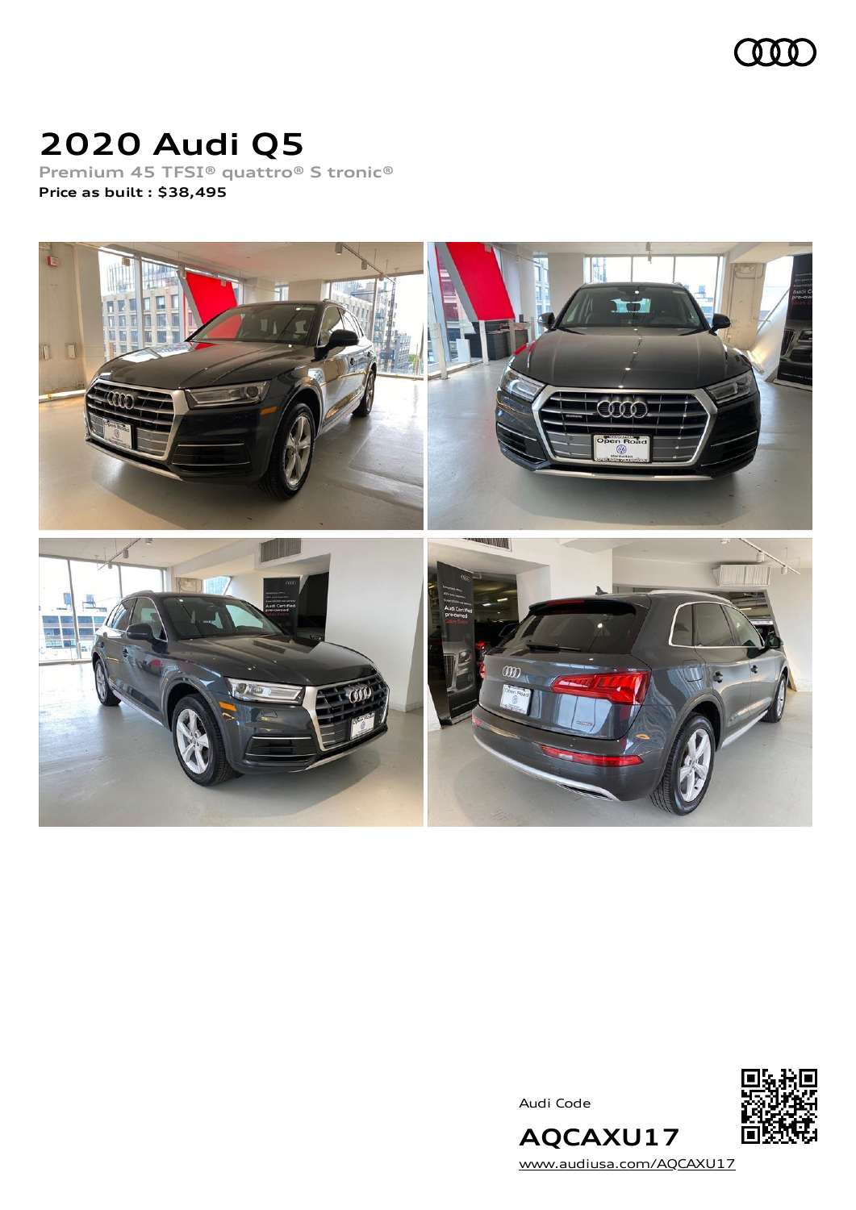# 2020 Audi Q5

Premium 45 TFSI® quattro® S tronic®

**Price as built : $38,495**

Audi Code

**AQCAXU17**

www.audiusa.com/AQCAXU17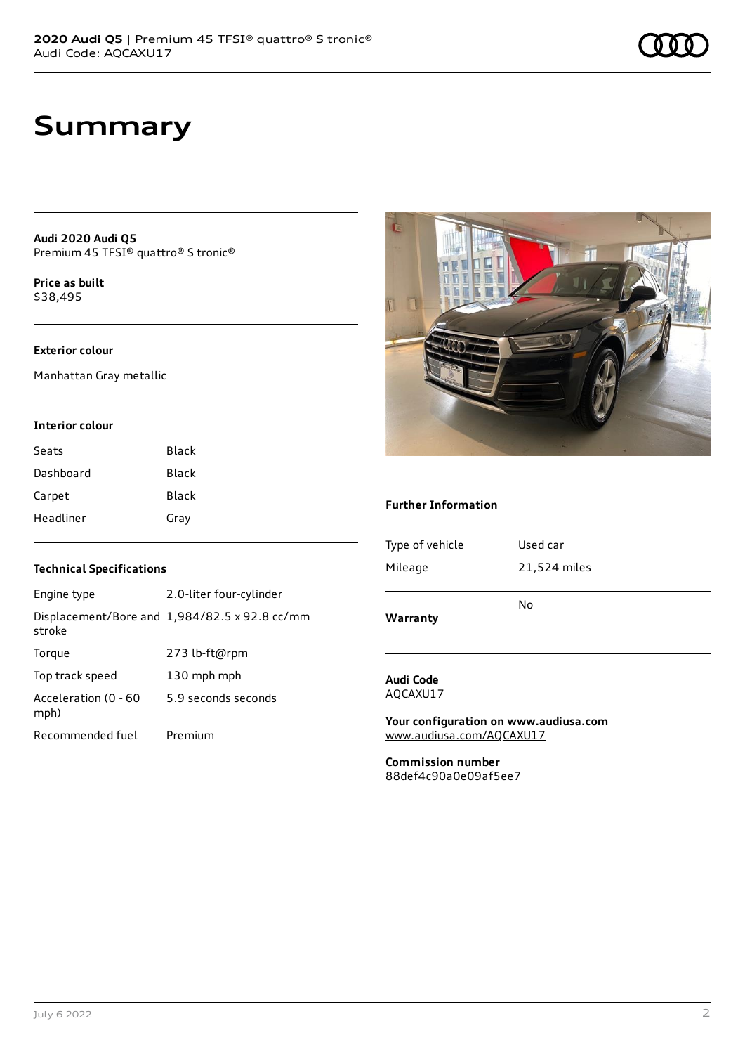# Summary

**Audi 2020 Audi Q5**
Premium 45 TFSI® quattro® S tronic®

**Price as built**
$38,495

### Exterior colour

Manhattan Gray metallic

### Interior colour

| | |
|---|---|
| Seats | Black |
| Dashboard | Black |
| Carpet | Black |
| Headliner | Gray |

### Technical Specifications

| | |
|---|---|
| Engine type | 2.0-liter four-cylinder |
| Displacement/Bore and stroke | 1,984/82.5 x 92.8 cc/mm |
| Torque | 273 lb-ft@rpm |
| Top track speed | 130 mph mph |
| Acceleration (0 - 60 mph) | 5.9 seconds seconds |
| Recommended fuel | Premium |

### Further Information

| | |
|---|---|
| Type of vehicle | Used car |
| Mileage | 21,524 miles |
| **Warranty** | No |

**Audi Code**
AQCAXU17

**Your configuration on www.audiusa.com**
www.audiusa.com/AQCAXU17

**Commission number**
88def4c90a0e09af5ee7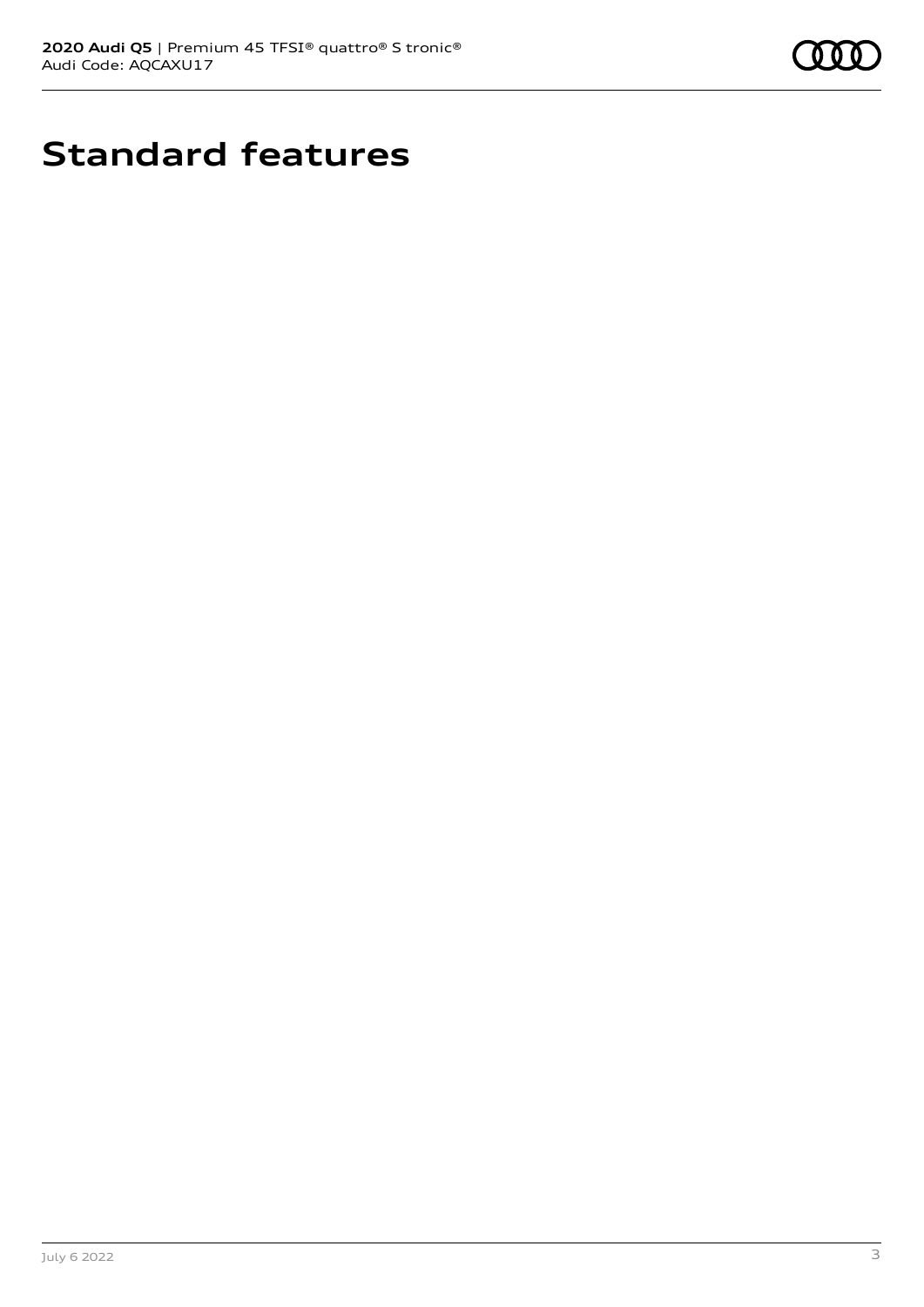# Standard features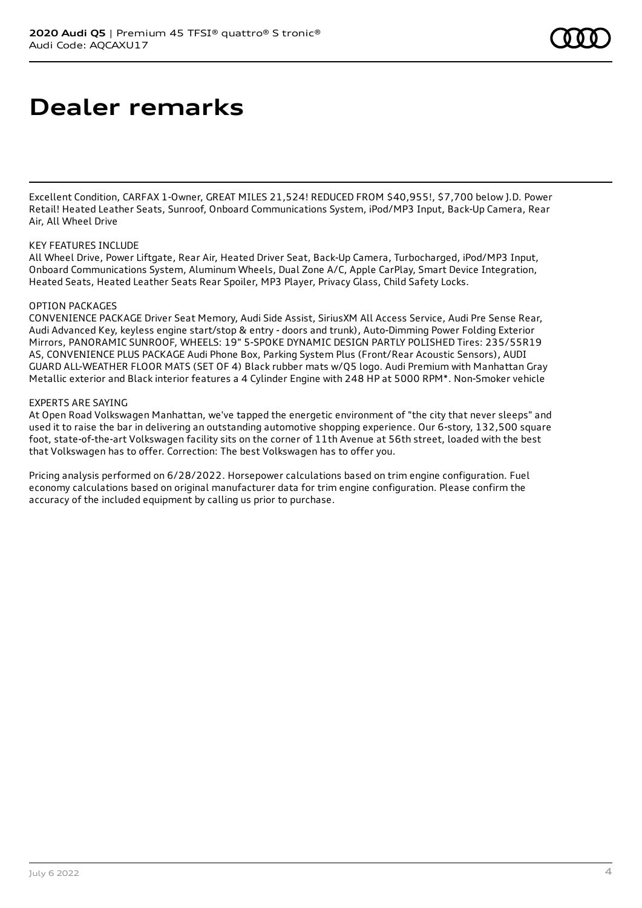# Dealer remarks

Excellent Condition, CARFAX 1-Owner, GREAT MILES 21,524! REDUCED FROM $40,955!, $7,700 below J.D. Power Retail! Heated Leather Seats, Sunroof, Onboard Communications System, iPod/MP3 Input, Back-Up Camera, Rear Air, All Wheel Drive

KEY FEATURES INCLUDE
All Wheel Drive, Power Liftgate, Rear Air, Heated Driver Seat, Back-Up Camera, Turbocharged, iPod/MP3 Input, Onboard Communications System, Aluminum Wheels, Dual Zone A/C, Apple CarPlay, Smart Device Integration, Heated Seats, Heated Leather Seats Rear Spoiler, MP3 Player, Privacy Glass, Child Safety Locks.

OPTION PACKAGES
CONVENIENCE PACKAGE Driver Seat Memory, Audi Side Assist, SiriusXM All Access Service, Audi Pre Sense Rear, Audi Advanced Key, keyless engine start/stop & entry - doors and trunk), Auto-Dimming Power Folding Exterior Mirrors, PANORAMIC SUNROOF, WHEELS: 19" 5-SPOKE DYNAMIC DESIGN PARTLY POLISHED Tires: 235/55R19 AS, CONVENIENCE PLUS PACKAGE Audi Phone Box, Parking System Plus (Front/Rear Acoustic Sensors), AUDI GUARD ALL-WEATHER FLOOR MATS (SET OF 4) Black rubber mats w/Q5 logo. Audi Premium with Manhattan Gray Metallic exterior and Black interior features a 4 Cylinder Engine with 248 HP at 5000 RPM*. Non-Smoker vehicle

EXPERTS ARE SAYING
At Open Road Volkswagen Manhattan, we've tapped the energetic environment of "the city that never sleeps" and used it to raise the bar in delivering an outstanding automotive shopping experience. Our 6-story, 132,500 square foot, state-of-the-art Volkswagen facility sits on the corner of 11th Avenue at 56th street, loaded with the best that Volkswagen has to offer. Correction: The best Volkswagen has to offer you.

Pricing analysis performed on 6/28/2022. Horsepower calculations based on trim engine configuration. Fuel economy calculations based on original manufacturer data for trim engine configuration. Please confirm the accuracy of the included equipment by calling us prior to purchase.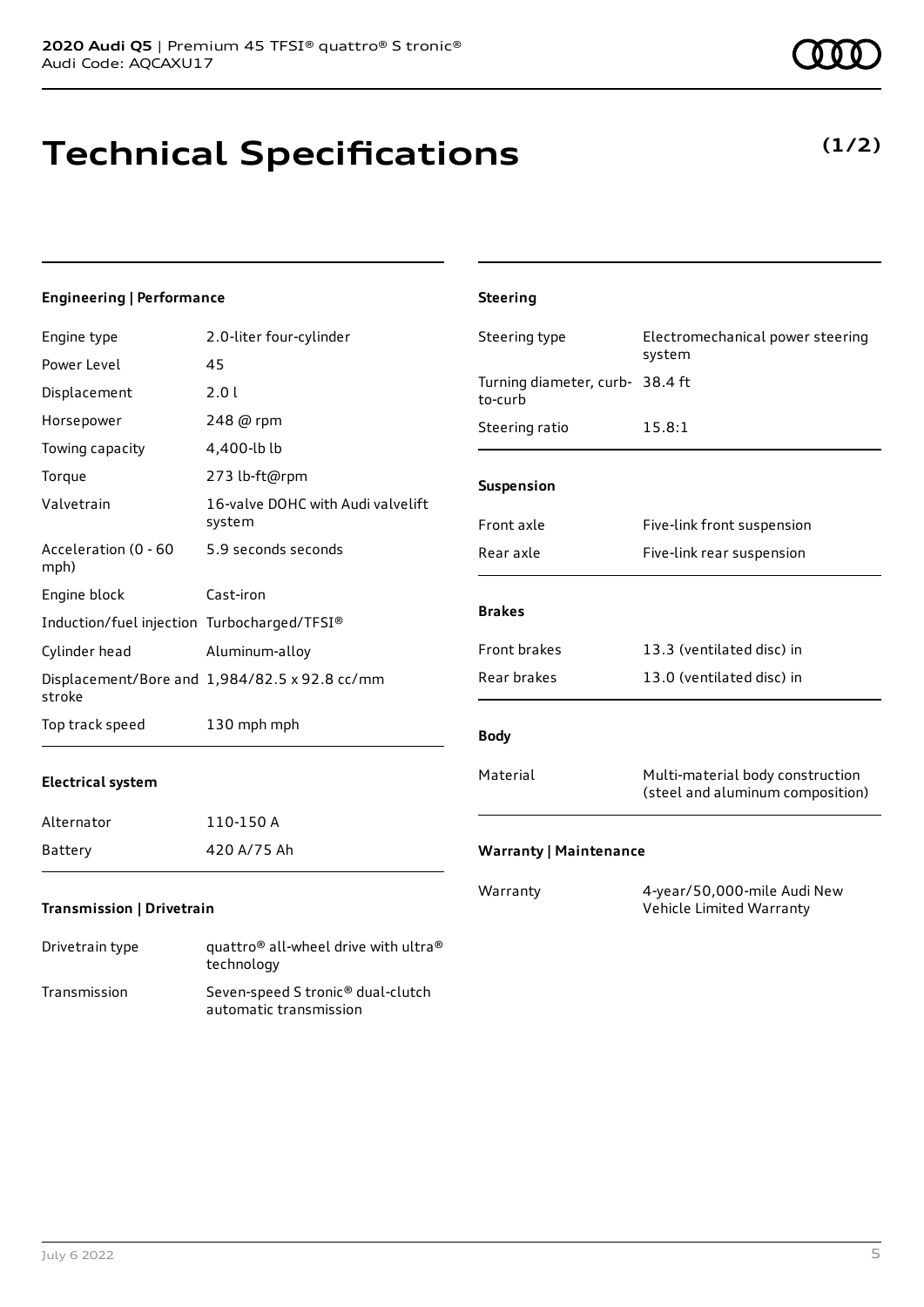# Technical Specifications

**(1/2)**

### Engineering | Performance

| | |
|---|---|
| Engine type | 2.0-liter four-cylinder |
| Power Level | 45 |
| Displacement | 2.0 l |
| Horsepower | 248 @ rpm |
| Towing capacity | 4,400-lb lb |
| Torque | 273 lb-ft@rpm |
| Valvetrain | 16-valve DOHC with Audi valvelift system |
| Acceleration (0 - 60 mph) | 5.9 seconds seconds |
| Engine block | Cast-iron |
| Induction/fuel injection | Turbocharged/TFSI® |
| Cylinder head | Aluminum-alloy |
| Displacement/Bore and stroke | 1,984/82.5 x 92.8 cc/mm |
| Top track speed | 130 mph mph |

### Electrical system

| | |
|---|---|
| Alternator | 110-150 A |
| Battery | 420 A/75 Ah |

### Transmission | Drivetrain

| | |
|---|---|
| Drivetrain type | quattro® all-wheel drive with ultra® technology |
| Transmission | Seven-speed S tronic® dual-clutch automatic transmission |

### Steering

| | |
|---|---|
| Steering type | Electromechanical power steering system |
| Turning diameter, curb-to-curb | 38.4 ft |
| Steering ratio | 15.8:1 |

### Suspension

| | |
|---|---|
| Front axle | Five-link front suspension |
| Rear axle | Five-link rear suspension |

### Brakes

| | |
|---|---|
| Front brakes | 13.3 (ventilated disc) in |
| Rear brakes | 13.0 (ventilated disc) in |

### Body

| | |
|---|---|
| Material | Multi-material body construction (steel and aluminum composition) |

### Warranty | Maintenance

| | |
|---|---|
| Warranty | 4-year/50,000-mile Audi New Vehicle Limited Warranty |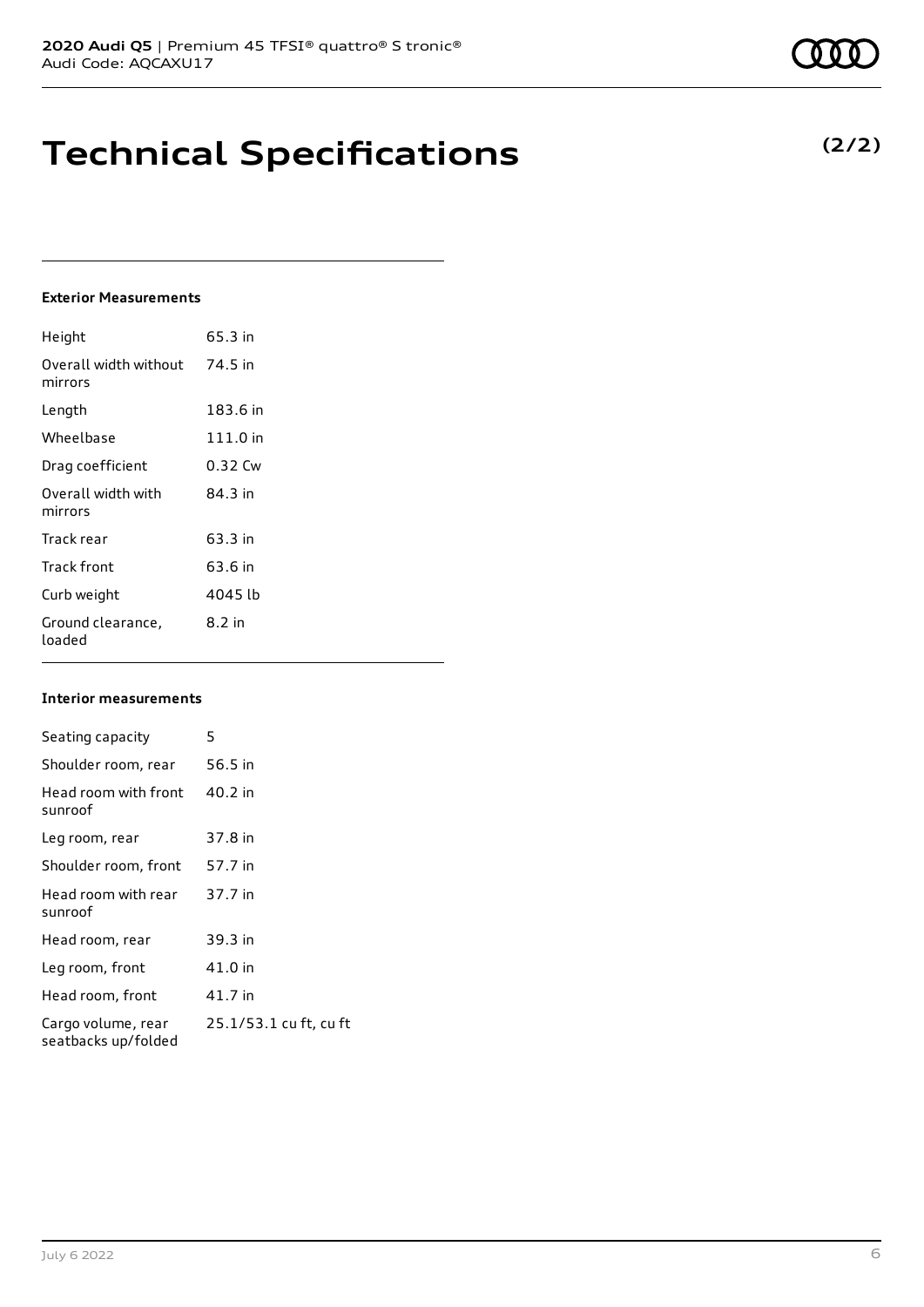# Technical Specifications

**(2/2)**

### Exterior Measurements

| | |
|---|---|
| Height | 65.3 in |
| Overall width without mirrors | 74.5 in |
| Length | 183.6 in |
| Wheelbase | 111.0 in |
| Drag coefficient | 0.32 Cw |
| Overall width with mirrors | 84.3 in |
| Track rear | 63.3 in |
| Track front | 63.6 in |
| Curb weight | 4045 lb |
| Ground clearance, loaded | 8.2 in |

### Interior measurements

| | |
|---|---|
| Seating capacity | 5 |
| Shoulder room, rear | 56.5 in |
| Head room with front sunroof | 40.2 in |
| Leg room, rear | 37.8 in |
| Shoulder room, front | 57.7 in |
| Head room with rear sunroof | 37.7 in |
| Head room, rear | 39.3 in |
| Leg room, front | 41.0 in |
| Head room, front | 41.7 in |
| Cargo volume, rear seatbacks up/folded | 25.1/53.1 cu ft, cu ft |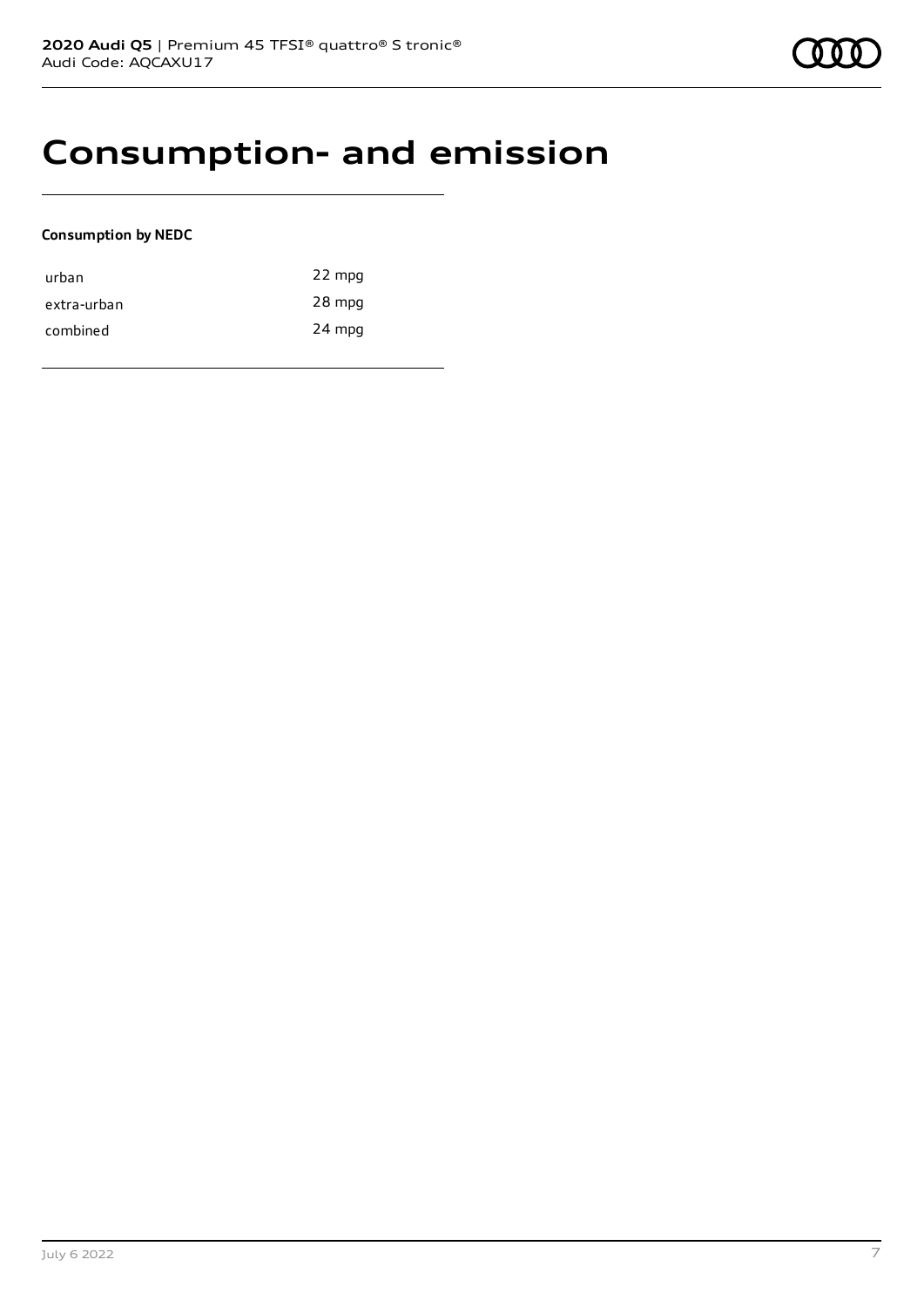# Consumption- and emission

**Consumption by NEDC**

| | |
|---|---|
| urban | 22 mpg |
| extra-urban | 28 mpg |
| combined | 24 mpg |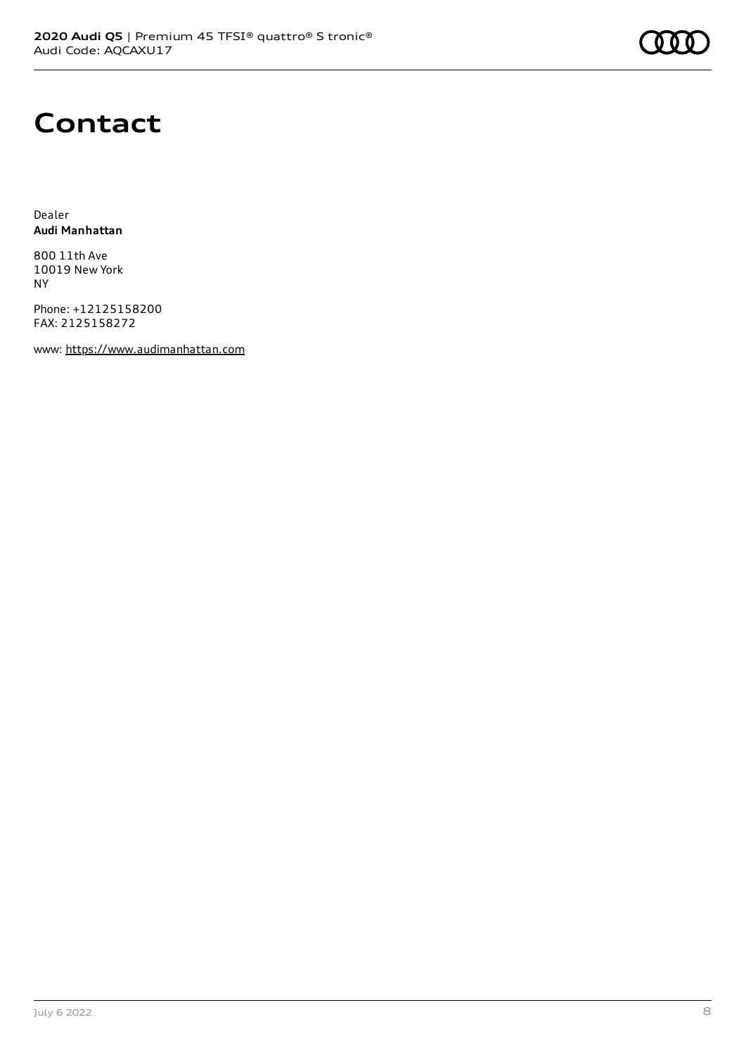# Contact

Dealer
**Audi Manhattan**

800 11th Ave
10019 New York
NY

Phone: +12125158200
FAX: 2125158272

www: https://www.audimanhattan.com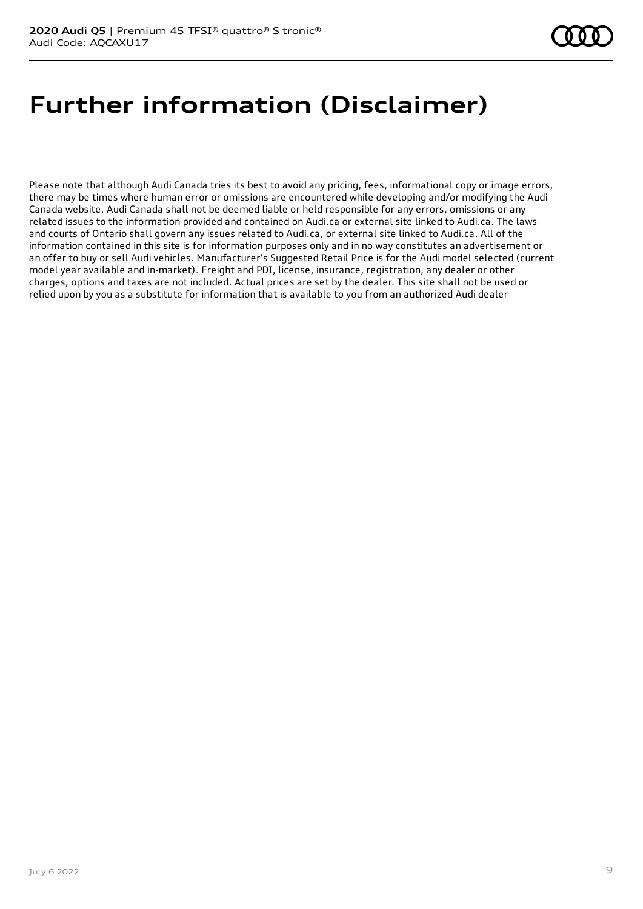# Further information (Disclaimer)

Please note that although Audi Canada tries its best to avoid any pricing, fees, informational copy or image errors, there may be times where human error or omissions are encountered while developing and/or modifying the Audi Canada website. Audi Canada shall not be deemed liable or held responsible for any errors, omissions or any related issues to the information provided and contained on Audi.ca or external site linked to Audi.ca. The laws and courts of Ontario shall govern any issues related to Audi.ca, or external site linked to Audi.ca. All of the information contained in this site is for information purposes only and in no way constitutes an advertisement or an offer to buy or sell Audi vehicles. Manufacturer's Suggested Retail Price is for the Audi model selected (current model year available and in-market). Freight and PDI, license, insurance, registration, any dealer or other charges, options and taxes are not included. Actual prices are set by the dealer. This site shall not be used or relied upon by you as a substitute for information that is available to you from an authorized Audi dealer